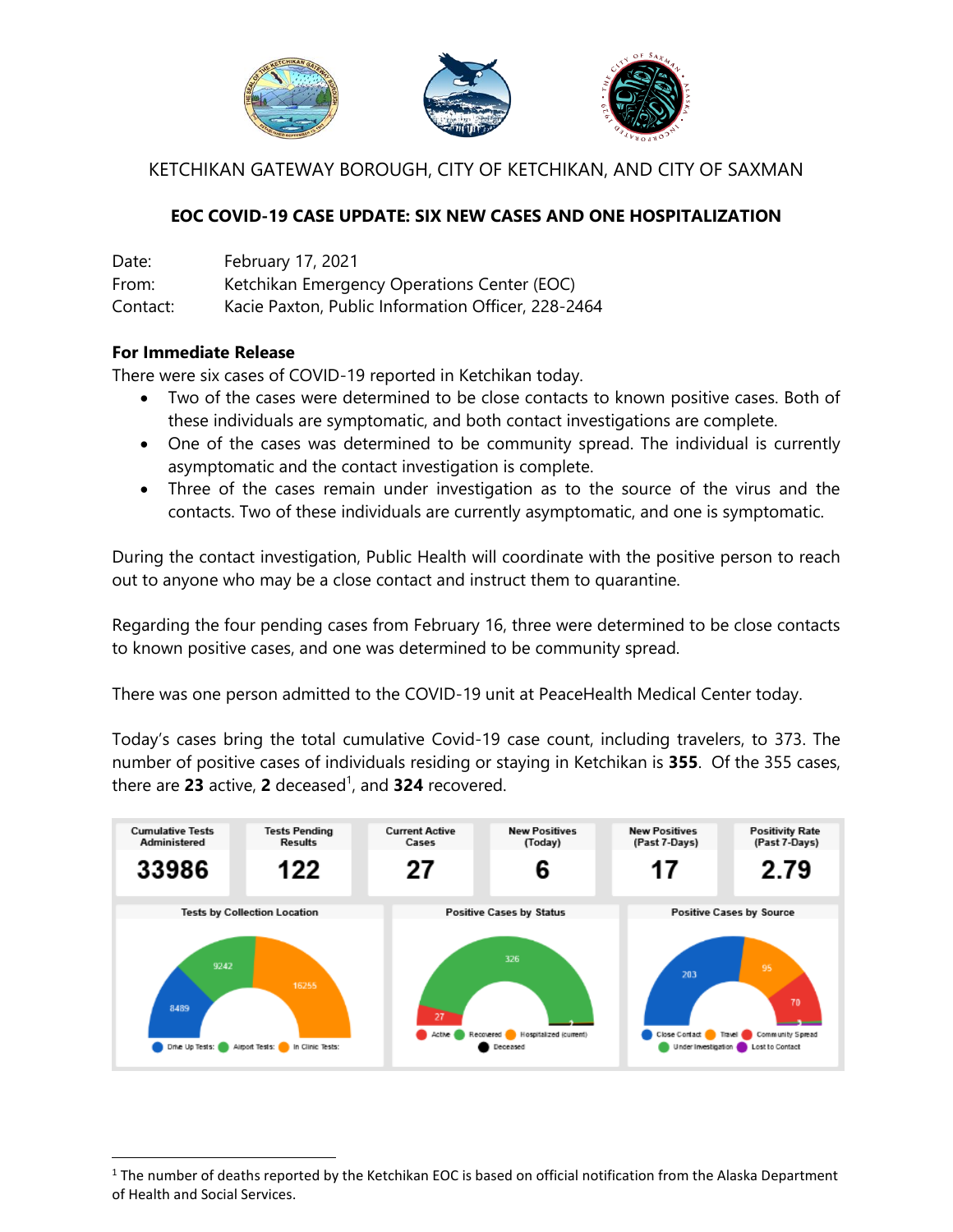KETCHIKAN GATEWAY BOROUGH, CITY OF KETCHIKAN, AND CITY OF SAXMAN

# EOC COVID-19 CASE UPDATE: SIX NEW CASES AND ONE HOSPITALIZATION

Date: February 17, 2021
From: Ketchikan Emergency Operations Center (EOC)
Contact: Kacie Paxton, Public Information Officer, 228-2464

**For Immediate Release**

There were six cases of COVID-19 reported in Ketchikan today.

- Two of the cases were determined to be close contacts to known positive cases. Both of these individuals are symptomatic, and both contact investigations are complete.
- One of the cases was determined to be community spread. The individual is currently asymptomatic and the contact investigation is complete.
- Three of the cases remain under investigation as to the source of the virus and the contacts. Two of these individuals are currently asymptomatic, and one is symptomatic.

During the contact investigation, Public Health will coordinate with the positive person to reach out to anyone who may be a close contact and instruct them to quarantine.

Regarding the four pending cases from February 16, three were determined to be close contacts to known positive cases, and one was determined to be community spread.

There was one person admitted to the COVID-19 unit at PeaceHealth Medical Center today.

Today's cases bring the total cumulative Covid-19 case count, including travelers, to 373. The number of positive cases of individuals residing or staying in Ketchikan is **355**. Of the 355 cases, there are **23** active, **2** deceased[1], and **324** recovered.

| Cumulative Tests Administered | Tests Pending Results | Current Active Cases | New Positives (Today) | New Positives (Past 7-Days) | Positivity Rate (Past 7-Days) |
| --- | --- | --- | --- | --- | --- |
| 33986 | 122 | 27 | 6 | 17 | 2.79 |

**Tests by Collection Location**: Drive Up Tests: 8489; Airport Tests: 9242; In Clinic Tests: 16255

**Positive Cases by Status**: Active: 27; Recovered: 326; Hospitalized (current): 2; Deceased

**Positive Cases by Source**: Close Contact: 203; Travel: 95; Community Spread: 70; Under Investigation; Lost to Contact: 3

[1] The number of deaths reported by the Ketchikan EOC is based on official notification from the Alaska Department of Health and Social Services.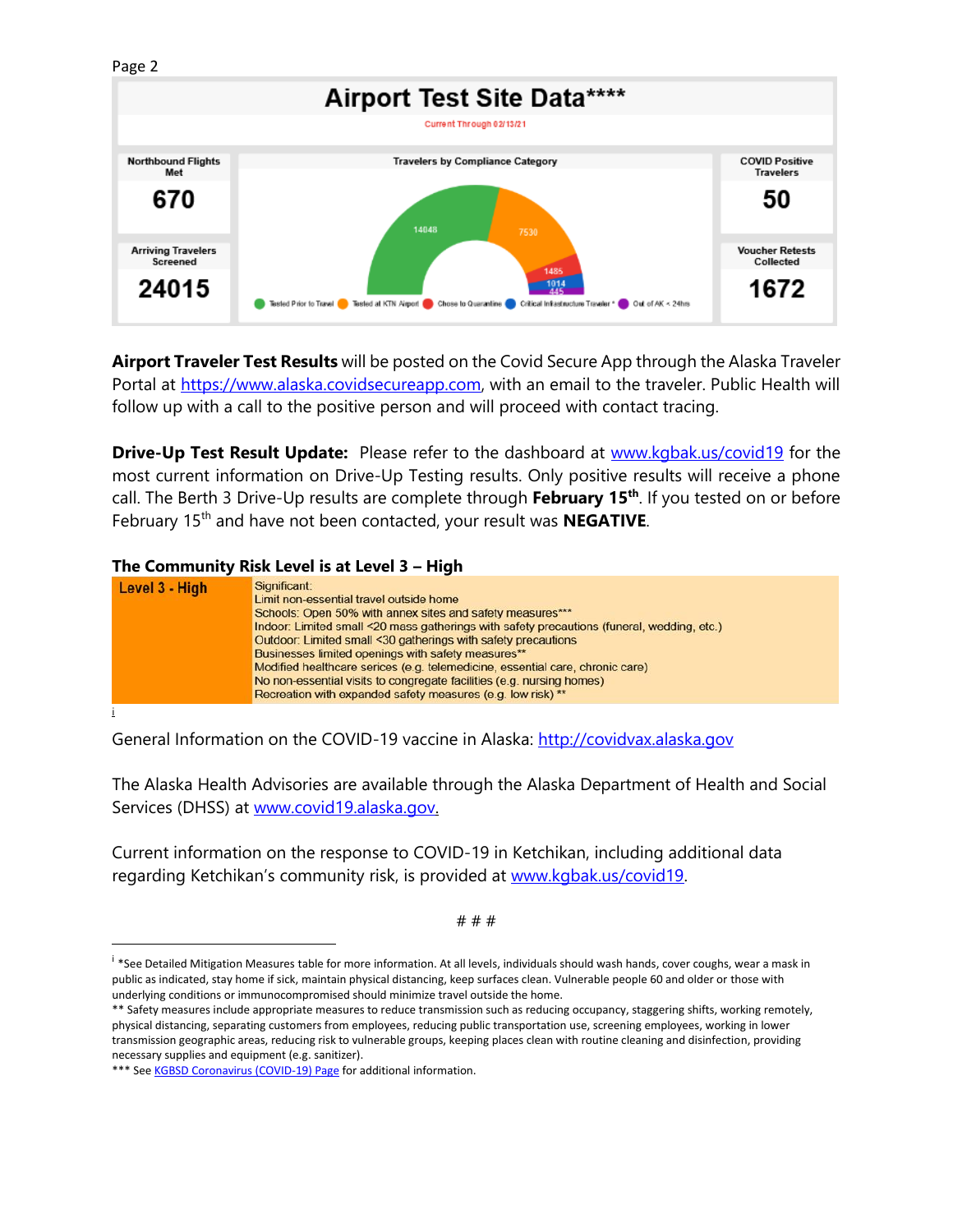## Airport Test Site Data****

Current Through 02/13/21

| Northbound Flights Met | Arriving Travelers Screened | COVID Positive Travelers | Voucher Retests Collected |
|---|---|---|---|
| 670 | 24015 | 50 | 1672 |

**Travelers by Compliance Category**

| Category | Count |
|---|---|
| Tested Prior to Travel | 14048 |
| Tested at KTN Airport | 7530 |
| Chose to Quarantine | 1485 |
| Critical Infrastructure Traveler * | 1014 |
| Out of AK < 24hrs | 445 |

**Airport Traveler Test Results** will be posted on the Covid Secure App through the Alaska Traveler Portal at https://www.alaska.covidsecureapp.com, with an email to the traveler. Public Health will follow up with a call to the positive person and will proceed with contact tracing.

**Drive-Up Test Result Update:** Please refer to the dashboard at www.kgbak.us/covid19 for the most current information on Drive-Up Testing results. Only positive results will receive a phone call. The Berth 3 Drive-Up results are complete through **February 15th**. If you tested on or before February 15th and have not been contacted, your result was **NEGATIVE**.

**The Community Risk Level is at Level 3 – High**

| Level 3 - High | Significant:<br>Limit non-essential travel outside home<br>Schools: Open 50% with annex sites and safety measures***<br>Indoor: Limited small <20 mass gatherings with safety precautions (funeral, wedding, etc.)<br>Outdoor: Limited small <30 gatherings with safety precautions<br>Businesses limited openings with safety measures**<br>Modified healthcare serices (e.g. telemedicine, essential care, chronic care)<br>No non-essential visits to congregate facilities (e.g. nursing homes)<br>Recreation with expanded safety measures (e.g. low risk) ** |
|---|---|

[i]

General Information on the COVID-19 vaccine in Alaska: http://covidvax.alaska.gov

The Alaska Health Advisories are available through the Alaska Department of Health and Social Services (DHSS) at www.covid19.alaska.gov.

Current information on the response to COVID-19 in Ketchikan, including additional data regarding Ketchikan's community risk, is provided at www.kgbak.us/covid19.

# # #

---

[i] *See Detailed Mitigation Measures table for more information. At all levels, individuals should wash hands, cover coughs, wear a mask in public as indicated, stay home if sick, maintain physical distancing, keep surfaces clean. Vulnerable people 60 and older or those with underlying conditions or immunocompromised should minimize travel outside the home.

** Safety measures include appropriate measures to reduce transmission such as reducing occupancy, staggering shifts, working remotely, physical distancing, separating customers from employees, reducing public transportation use, screening employees, working in lower transmission geographic areas, reducing risk to vulnerable groups, keeping places clean with routine cleaning and disinfection, providing necessary supplies and equipment (e.g. sanitizer).

*** See KGBSD Coronavirus (COVID-19) Page for additional information.